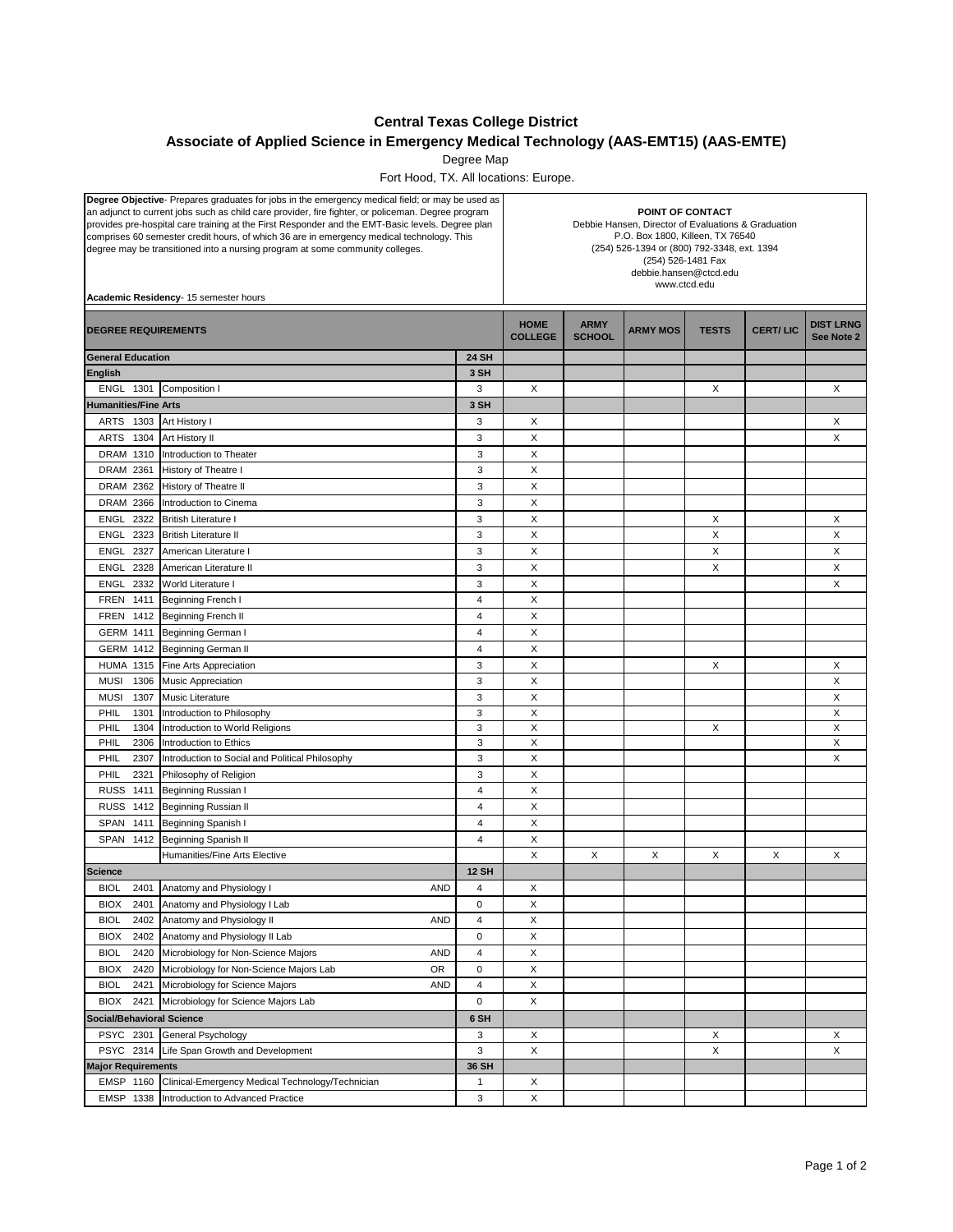# Central Texas College District

## Associate of Applied Science in Emergency Medical Technology (AAS-EMT15) (AAS-EMTE)

Degree Map

Fort Hood, TX. All locations: Europe.

**Degree Objective**- Prepares graduates for jobs in the emergency medical field; or may be used as an adjunct to current jobs such as child care provider, fire fighter, or policeman. Degree program provides pre-hospital care training at the First Responder and the EMT-Basic levels. Degree plan comprises 60 semester credit hours, of which 36 are in emergency medical technology. This degree may be transitioned into a nursing program at some community colleges.

**Academic Residency**- 15 semester hours

**POINT OF CONTACT**
Debbie Hansen, Director of Evaluations & Graduation
P.O. Box 1800, Killeen, TX 76540
(254) 526-1394 or (800) 792-3348, ext. 1394
(254) 526-1481 Fax
debbie.hansen@ctcd.edu
www.ctcd.edu

| DEGREE REQUIREMENTS | | | | HOME COLLEGE | ARMY SCHOOL | ARMY MOS | TESTS | CERT/ LIC | DIST LRNG See Note 2 |
|---|---|---|---|---|---|---|---|---|---|
| **General Education** | | | **24 SH** | | | | | | |
| **English** | | | **3 SH** | | | | | | |
| ENGL 1301 | Composition I | | 3 | X | | | X | | X |
| **Humanities/Fine Arts** | | | **3 SH** | | | | | | |
| ARTS 1303 | Art History I | | 3 | X | | | | | X |
| ARTS 1304 | Art History II | | 3 | X | | | | | X |
| DRAM 1310 | Introduction to Theater | | 3 | X | | | | | |
| DRAM 2361 | History of Theatre I | | 3 | X | | | | | |
| DRAM 2362 | History of Theatre II | | 3 | X | | | | | |
| DRAM 2366 | Introduction to Cinema | | 3 | X | | | | | |
| ENGL 2322 | British Literature I | | 3 | X | | | X | | X |
| ENGL 2323 | British Literature II | | 3 | X | | | X | | X |
| ENGL 2327 | American Literature I | | 3 | X | | | X | | X |
| ENGL 2328 | American Literature II | | 3 | X | | | X | | X |
| ENGL 2332 | World Literature I | | 3 | X | | | | | X |
| FREN 1411 | Beginning French I | | 4 | X | | | | | |
| FREN 1412 | Beginning French II | | 4 | X | | | | | |
| GERM 1411 | Beginning German I | | 4 | X | | | | | |
| GERM 1412 | Beginning German II | | 4 | X | | | | | |
| HUMA 1315 | Fine Arts Appreciation | | 3 | X | | | X | | X |
| MUSI 1306 | Music Appreciation | | 3 | X | | | | | X |
| MUSI 1307 | Music Literature | | 3 | X | | | | | X |
| PHIL 1301 | Introduction to Philosophy | | 3 | X | | | | | X |
| PHIL 1304 | Introduction to World Religions | | 3 | X | | | X | | X |
| PHIL 2306 | Introduction to Ethics | | 3 | X | | | | | X |
| PHIL 2307 | Introduction to Social and Political Philosophy | | 3 | X | | | | | X |
| PHIL 2321 | Philosophy of Religion | | 3 | X | | | | | |
| RUSS 1411 | Beginning Russian I | | 4 | X | | | | | |
| RUSS 1412 | Beginning Russian II | | 4 | X | | | | | |
| SPAN 1411 | Beginning Spanish I | | 4 | X | | | | | |
| SPAN 1412 | Beginning Spanish II | | 4 | X | | | | | |
| | Humanities/Fine Arts Elective | | | X | X | X | X | X | X |
| **Science** | | | **12 SH** | | | | | | |
| BIOL 2401 | Anatomy and Physiology I | AND | 4 | X | | | | | |
| BIOX 2401 | Anatomy and Physiology I Lab | | 0 | X | | | | | |
| BIOL 2402 | Anatomy and Physiology II | AND | 4 | X | | | | | |
| BIOX 2402 | Anatomy and Physiology II Lab | | 0 | X | | | | | |
| BIOL 2420 | Microbiology for Non-Science Majors | AND | 4 | X | | | | | |
| BIOX 2420 | Microbiology for Non-Science Majors Lab | OR | 0 | X | | | | | |
| BIOL 2421 | Microbiology for Science Majors | AND | 4 | X | | | | | |
| BIOX 2421 | Microbiology for Science Majors Lab | | 0 | X | | | | | |
| **Social/Behavioral Science** | | | **6 SH** | | | | | | |
| PSYC 2301 | General Psychology | | 3 | X | | | X | | X |
| PSYC 2314 | Life Span Growth and Development | | 3 | X | | | X | | X |
| **Major Requirements** | | | **36 SH** | | | | | | |
| EMSP 1160 | Clinical-Emergency Medical Technology/Technician | | 1 | X | | | | | |
| EMSP 1338 | Introduction to Advanced Practice | | 3 | X | | | | | |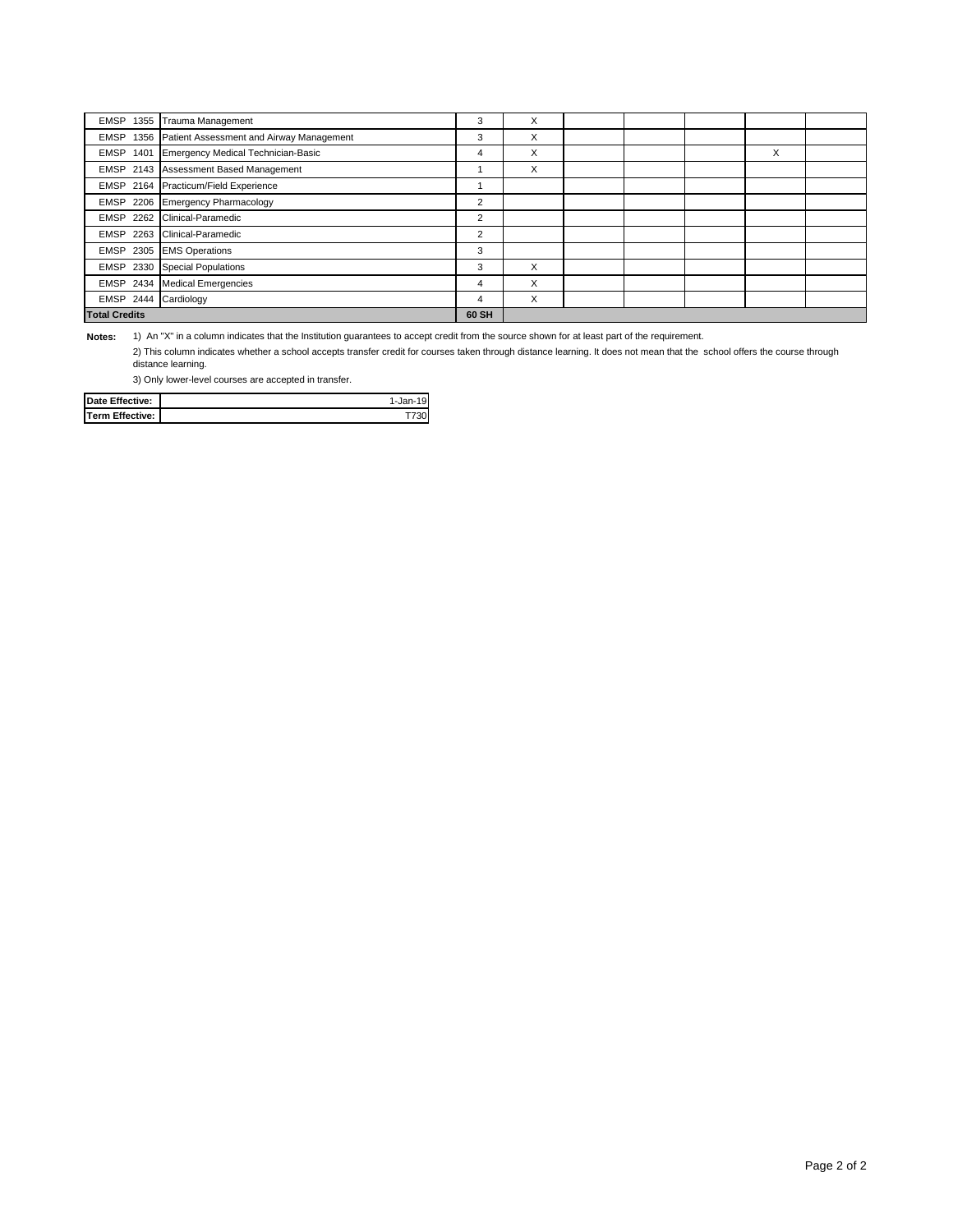| | | | | | | | | |
|---|---|---|---|---|---|---|---|---|
| EMSP 1355 | Trauma Management | 3 | X | | | | | |
| EMSP 1356 | Patient Assessment and Airway Management | 3 | X | | | | | |
| EMSP 1401 | Emergency Medical Technician-Basic | 4 | X | | | | X | |
| EMSP 2143 | Assessment Based Management | 1 | X | | | | | |
| EMSP 2164 | Practicum/Field Experience | 1 | | | | | | |
| EMSP 2206 | Emergency Pharmacology | 2 | | | | | | |
| EMSP 2262 | Clinical-Paramedic | 2 | | | | | | |
| EMSP 2263 | Clinical-Paramedic | 2 | | | | | | |
| EMSP 2305 | EMS Operations | 3 | | | | | | |
| EMSP 2330 | Special Populations | 3 | X | | | | | |
| EMSP 2434 | Medical Emergencies | 4 | X | | | | | |
| EMSP 2444 | Cardiology | 4 | X | | | | | |
| **Total Credits** | | **60 SH** | | | | | | |

**Notes:** 1) An "X" in a column indicates that the Institution guarantees to accept credit from the source shown for at least part of the requirement.

2) This column indicates whether a school accepts transfer credit for courses taken through distance learning. It does not mean that the school offers the course through distance learning.

3) Only lower-level courses are accepted in transfer.

| | |
|---|---|
| **Date Effective:** | 1-Jan-19 |
| **Term Effective:** | T730 |